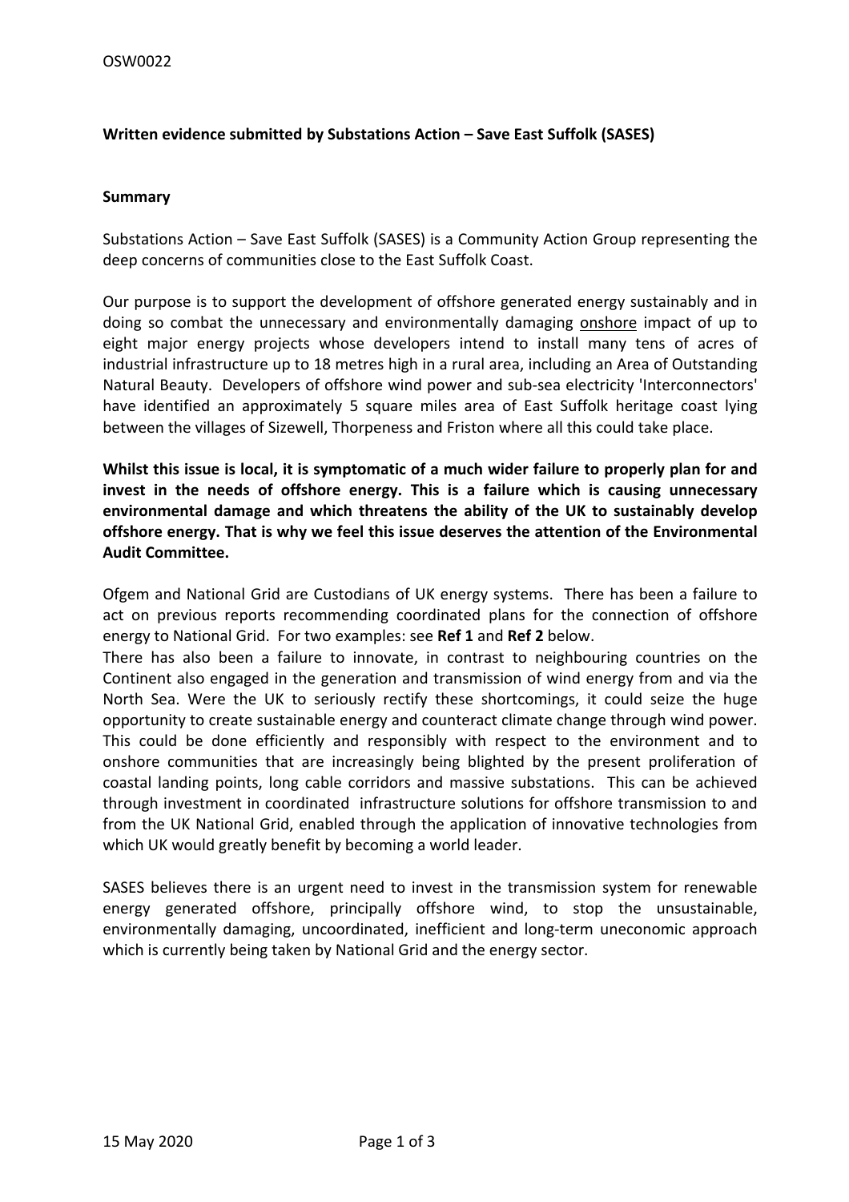**Written evidence submitted by Substations Action – Save East Suffolk (SASES)**

**Summary**

Substations Action – Save East Suffolk (SASES) is a Community Action Group representing the deep concerns of communities close to the East Suffolk Coast.

Our purpose is to support the development of offshore generated energy sustainably and in doing so combat the unnecessary and environmentally damaging onshore impact of up to eight major energy projects whose developers intend to install many tens of acres of industrial infrastructure up to 18 metres high in a rural area, including an Area of Outstanding Natural Beauty. Developers of offshore wind power and sub-sea electricity 'Interconnectors' have identified an approximately 5 square miles area of East Suffolk heritage coast lying between the villages of Sizewell, Thorpeness and Friston where all this could take place.

**Whilst this issue is local, it is symptomatic of a much wider failure to properly plan for and invest in the needs of offshore energy. This is a failure which is causing unnecessary environmental damage and which threatens the ability of the UK to sustainably develop offshore energy. That is why we feel this issue deserves the attention of the Environmental Audit Committee.**

Ofgem and National Grid are Custodians of UK energy systems. There has been a failure to act on previous reports recommending coordinated plans for the connection of offshore energy to National Grid. For two examples: see **Ref 1** and **Ref 2** below.
There has also been a failure to innovate, in contrast to neighbouring countries on the Continent also engaged in the generation and transmission of wind energy from and via the North Sea. Were the UK to seriously rectify these shortcomings, it could seize the huge opportunity to create sustainable energy and counteract climate change through wind power. This could be done efficiently and responsibly with respect to the environment and to onshore communities that are increasingly being blighted by the present proliferation of coastal landing points, long cable corridors and massive substations. This can be achieved through investment in coordinated infrastructure solutions for offshore transmission to and from the UK National Grid, enabled through the application of innovative technologies from which UK would greatly benefit by becoming a world leader.

SASES believes there is an urgent need to invest in the transmission system for renewable energy generated offshore, principally offshore wind, to stop the unsustainable, environmentally damaging, uncoordinated, inefficient and long-term uneconomic approach which is currently being taken by National Grid and the energy sector.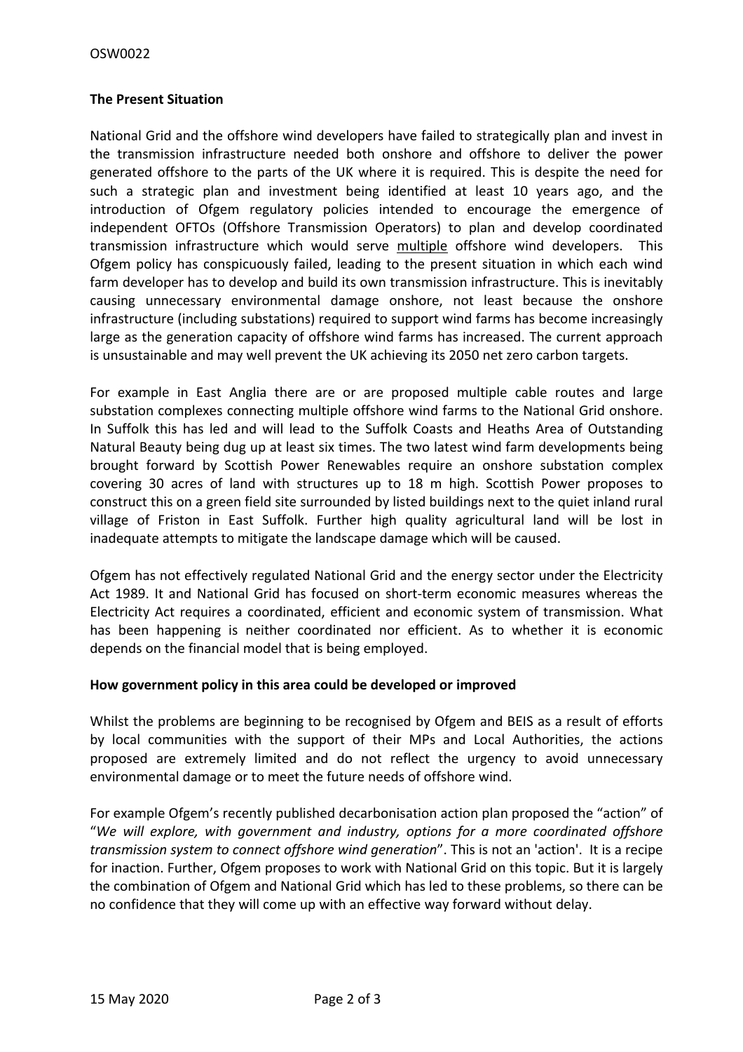**The Present Situation**

National Grid and the offshore wind developers have failed to strategically plan and invest in the transmission infrastructure needed both onshore and offshore to deliver the power generated offshore to the parts of the UK where it is required. This is despite the need for such a strategic plan and investment being identified at least 10 years ago, and the introduction of Ofgem regulatory policies intended to encourage the emergence of independent OFTOs (Offshore Transmission Operators) to plan and develop coordinated transmission infrastructure which would serve multiple offshore wind developers. This Ofgem policy has conspicuously failed, leading to the present situation in which each wind farm developer has to develop and build its own transmission infrastructure. This is inevitably causing unnecessary environmental damage onshore, not least because the onshore infrastructure (including substations) required to support wind farms has become increasingly large as the generation capacity of offshore wind farms has increased. The current approach is unsustainable and may well prevent the UK achieving its 2050 net zero carbon targets.

For example in East Anglia there are or are proposed multiple cable routes and large substation complexes connecting multiple offshore wind farms to the National Grid onshore. In Suffolk this has led and will lead to the Suffolk Coasts and Heaths Area of Outstanding Natural Beauty being dug up at least six times. The two latest wind farm developments being brought forward by Scottish Power Renewables require an onshore substation complex covering 30 acres of land with structures up to 18 m high. Scottish Power proposes to construct this on a green field site surrounded by listed buildings next to the quiet inland rural village of Friston in East Suffolk. Further high quality agricultural land will be lost in inadequate attempts to mitigate the landscape damage which will be caused.

Ofgem has not effectively regulated National Grid and the energy sector under the Electricity Act 1989. It and National Grid has focused on short-term economic measures whereas the Electricity Act requires a coordinated, efficient and economic system of transmission. What has been happening is neither coordinated nor efficient. As to whether it is economic depends on the financial model that is being employed.

**How government policy in this area could be developed or improved**

Whilst the problems are beginning to be recognised by Ofgem and BEIS as a result of efforts by local communities with the support of their MPs and Local Authorities, the actions proposed are extremely limited and do not reflect the urgency to avoid unnecessary environmental damage or to meet the future needs of offshore wind.

For example Ofgem's recently published decarbonisation action plan proposed the "action" of "*We will explore, with government and industry, options for a more coordinated offshore transmission system to connect offshore wind generation*". This is not an 'action'. It is a recipe for inaction. Further, Ofgem proposes to work with National Grid on this topic. But it is largely the combination of Ofgem and National Grid which has led to these problems, so there can be no confidence that they will come up with an effective way forward without delay.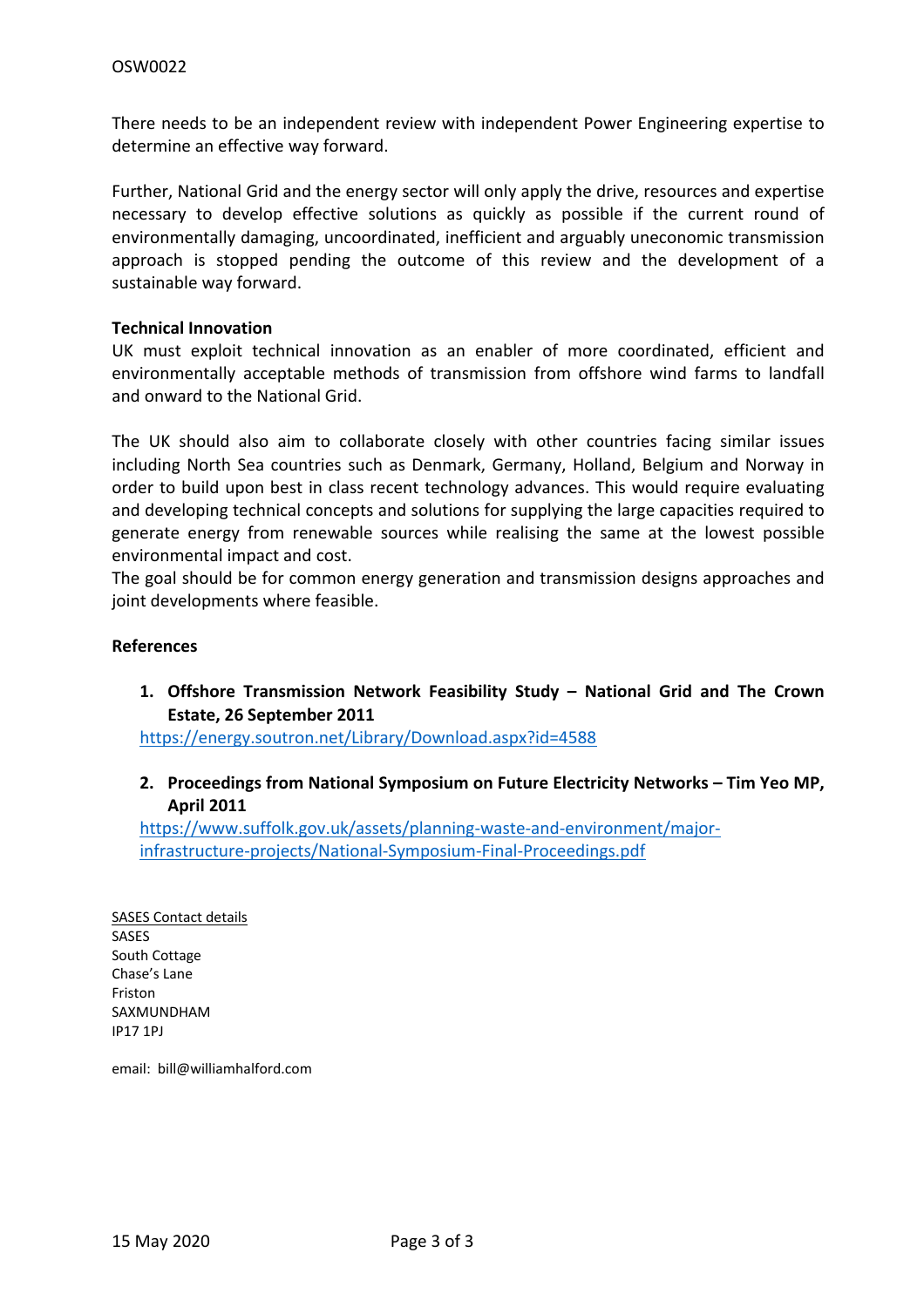There needs to be an independent review with independent Power Engineering expertise to determine an effective way forward.

Further, National Grid and the energy sector will only apply the drive, resources and expertise necessary to develop effective solutions as quickly as possible if the current round of environmentally damaging, uncoordinated, inefficient and arguably uneconomic transmission approach is stopped pending the outcome of this review and the development of a sustainable way forward.

**Technical Innovation**

UK must exploit technical innovation as an enabler of more coordinated, efficient and environmentally acceptable methods of transmission from offshore wind farms to landfall and onward to the National Grid.

The UK should also aim to collaborate closely with other countries facing similar issues including North Sea countries such as Denmark, Germany, Holland, Belgium and Norway in order to build upon best in class recent technology advances. This would require evaluating and developing technical concepts and solutions for supplying the large capacities required to generate energy from renewable sources while realising the same at the lowest possible environmental impact and cost.

The goal should be for common energy generation and transmission designs approaches and joint developments where feasible.

**References**

1. **Offshore Transmission Network Feasibility Study – National Grid and The Crown Estate, 26 September 2011**
   https://energy.soutron.net/Library/Download.aspx?id=4588

2. **Proceedings from National Symposium on Future Electricity Networks – Tim Yeo MP, April 2011**
   https://www.suffolk.gov.uk/assets/planning-waste-and-environment/major-infrastructure-projects/National-Symposium-Final-Proceedings.pdf

SASES Contact details
SASES
South Cottage
Chase's Lane
Friston
SAXMUNDHAM
IP17 1PJ

email: bill@williamhalford.com

15 May 2020